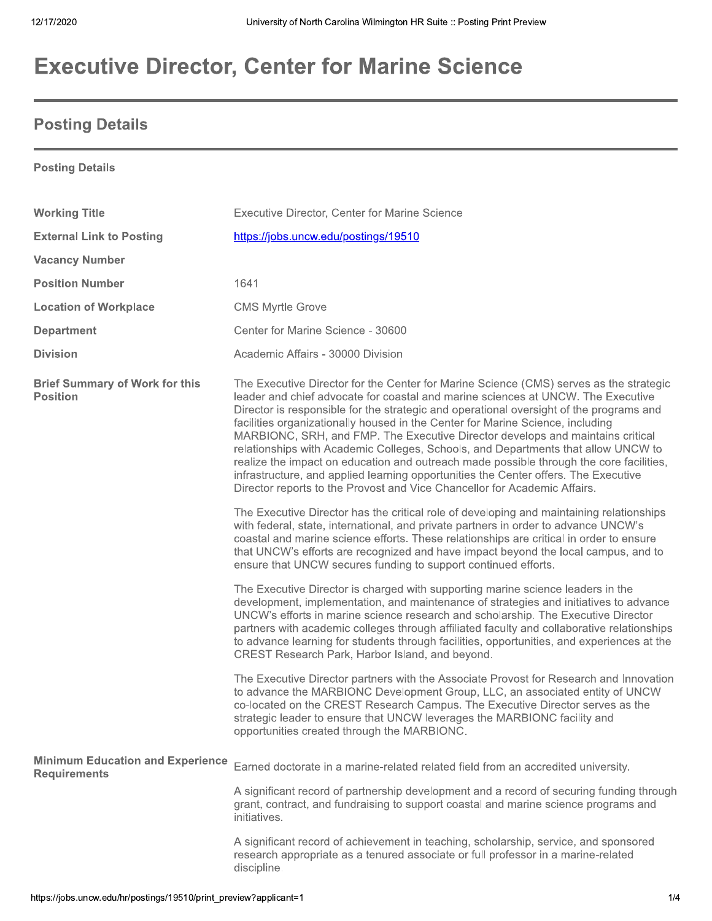# Executive Director, Center for Marine Science

## Posting Details

**Posting Details**

| | |
|---|---|
| **Working Title** | Executive Director, Center for Marine Science |
| **External Link to Posting** | https://jobs.uncw.edu/postings/19510 |
| **Vacancy Number** | |
| **Position Number** | 1641 |
| **Location of Workplace** | CMS Myrtle Grove |
| **Department** | Center for Marine Science - 30600 |
| **Division** | Academic Affairs - 30000 Division |

**Brief Summary of Work for this Position**

The Executive Director for the Center for Marine Science (CMS) serves as the strategic leader and chief advocate for coastal and marine sciences at UNCW. The Executive Director is responsible for the strategic and operational oversight of the programs and facilities organizationally housed in the Center for Marine Science, including MARBIONC, SRH, and FMP. The Executive Director develops and maintains critical relationships with Academic Colleges, Schools, and Departments that allow UNCW to realize the impact on education and outreach made possible through the core facilities, infrastructure, and applied learning opportunities the Center offers. The Executive Director reports to the Provost and Vice Chancellor for Academic Affairs.

The Executive Director has the critical role of developing and maintaining relationships with federal, state, international, and private partners in order to advance UNCW's coastal and marine science efforts. These relationships are critical in order to ensure that UNCW's efforts are recognized and have impact beyond the local campus, and to ensure that UNCW secures funding to support continued efforts.

The Executive Director is charged with supporting marine science leaders in the development, implementation, and maintenance of strategies and initiatives to advance UNCW's efforts in marine science research and scholarship. The Executive Director partners with academic colleges through affiliated faculty and collaborative relationships to advance learning for students through facilities, opportunities, and experiences at the CREST Research Park, Harbor Island, and beyond.

The Executive Director partners with the Associate Provost for Research and Innovation to advance the MARBIONC Development Group, LLC, an associated entity of UNCW co-located on the CREST Research Campus. The Executive Director serves as the strategic leader to ensure that UNCW leverages the MARBIONC facility and opportunities created through the MARBIONC.

**Minimum Education and Experience Requirements**

Earned doctorate in a marine-related related field from an accredited university.

A significant record of partnership development and a record of securing funding through grant, contract, and fundraising to support coastal and marine science programs and initiatives.

A significant record of achievement in teaching, scholarship, service, and sponsored research appropriate as a tenured associate or full professor in a marine-related discipline.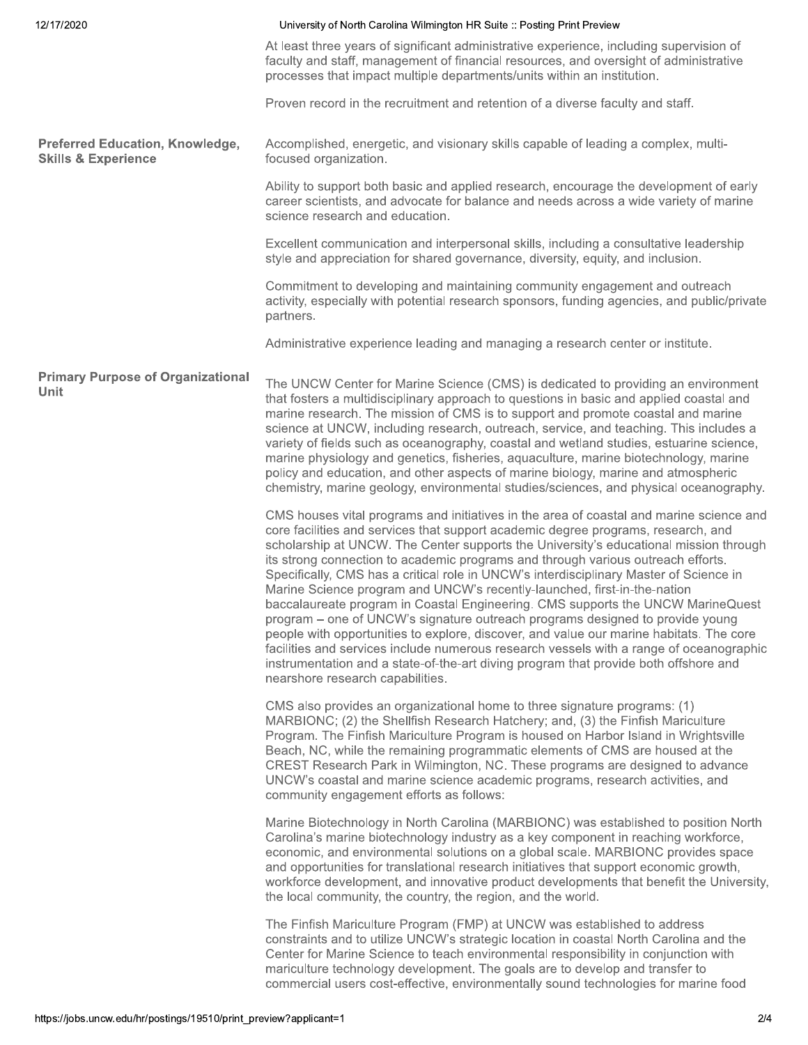At least three years of significant administrative experience, including supervision of faculty and staff, management of financial resources, and oversight of administrative processes that impact multiple departments/units within an institution.

Proven record in the recruitment and retention of a diverse faculty and staff.

**Preferred Education, Knowledge, Skills & Experience**

Accomplished, energetic, and visionary skills capable of leading a complex, multi-focused organization.

Ability to support both basic and applied research, encourage the development of early career scientists, and advocate for balance and needs across a wide variety of marine science research and education.

Excellent communication and interpersonal skills, including a consultative leadership style and appreciation for shared governance, diversity, equity, and inclusion.

Commitment to developing and maintaining community engagement and outreach activity, especially with potential research sponsors, funding agencies, and public/private partners.

Administrative experience leading and managing a research center or institute.

**Primary Purpose of Organizational Unit**

The UNCW Center for Marine Science (CMS) is dedicated to providing an environment that fosters a multidisciplinary approach to questions in basic and applied coastal and marine research. The mission of CMS is to support and promote coastal and marine science at UNCW, including research, outreach, service, and teaching. This includes a variety of fields such as oceanography, coastal and wetland studies, estuarine science, marine physiology and genetics, fisheries, aquaculture, marine biotechnology, marine policy and education, and other aspects of marine biology, marine and atmospheric chemistry, marine geology, environmental studies/sciences, and physical oceanography.

CMS houses vital programs and initiatives in the area of coastal and marine science and core facilities and services that support academic degree programs, research, and scholarship at UNCW. The Center supports the University's educational mission through its strong connection to academic programs and through various outreach efforts. Specifically, CMS has a critical role in UNCW's interdisciplinary Master of Science in Marine Science program and UNCW's recently-launched, first-in-the-nation baccalaureate program in Coastal Engineering. CMS supports the UNCW MarineQuest program – one of UNCW's signature outreach programs designed to provide young people with opportunities to explore, discover, and value our marine habitats. The core facilities and services include numerous research vessels with a range of oceanographic instrumentation and a state-of-the-art diving program that provide both offshore and nearshore research capabilities.

CMS also provides an organizational home to three signature programs: (1) MARBIONC; (2) the Shellfish Research Hatchery; and, (3) the Finfish Mariculture Program. The Finfish Mariculture Program is housed on Harbor Island in Wrightsville Beach, NC, while the remaining programmatic elements of CMS are housed at the CREST Research Park in Wilmington, NC. These programs are designed to advance UNCW's coastal and marine science academic programs, research activities, and community engagement efforts as follows:

Marine Biotechnology in North Carolina (MARBIONC) was established to position North Carolina's marine biotechnology industry as a key component in reaching workforce, economic, and environmental solutions on a global scale. MARBIONC provides space and opportunities for translational research initiatives that support economic growth, workforce development, and innovative product developments that benefit the University, the local community, the country, the region, and the world.

The Finfish Mariculture Program (FMP) at UNCW was established to address constraints and to utilize UNCW's strategic location in coastal North Carolina and the Center for Marine Science to teach environmental responsibility in conjunction with mariculture technology development. The goals are to develop and transfer to commercial users cost-effective, environmentally sound technologies for marine food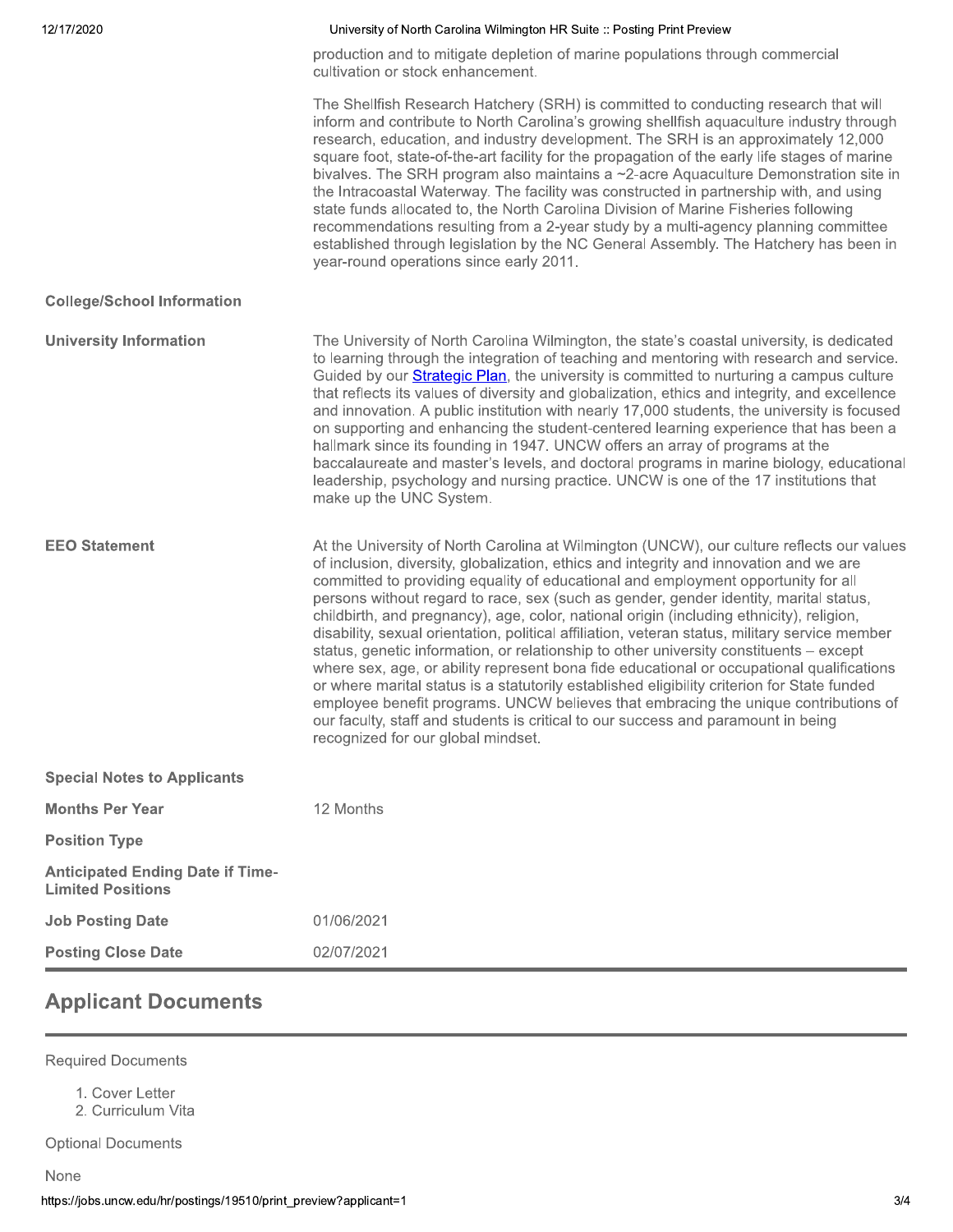production and to mitigate depletion of marine populations through commercial cultivation or stock enhancement.

The Shellfish Research Hatchery (SRH) is committed to conducting research that will inform and contribute to North Carolina's growing shellfish aquaculture industry through research, education, and industry development. The SRH is an approximately 12,000 square foot, state-of-the-art facility for the propagation of the early life stages of marine bivalves. The SRH program also maintains a ~2-acre Aquaculture Demonstration site in the Intracoastal Waterway. The facility was constructed in partnership with, and using state funds allocated to, the North Carolina Division of Marine Fisheries following recommendations resulting from a 2-year study by a multi-agency planning committee established through legislation by the NC General Assembly. The Hatchery has been in year-round operations since early 2011.

| | |
|---|---|
| **College/School Information** | |
| **University Information** | The University of North Carolina Wilmington, the state's coastal university, is dedicated to learning through the integration of teaching and mentoring with research and service. Guided by our [Strategic Plan](), the university is committed to nurturing a campus culture that reflects its values of diversity and globalization, ethics and integrity, and excellence and innovation. A public institution with nearly 17,000 students, the university is focused on supporting and enhancing the student-centered learning experience that has been a hallmark since its founding in 1947. UNCW offers an array of programs at the baccalaureate and master's levels, and doctoral programs in marine biology, educational leadership, psychology and nursing practice. UNCW is one of the 17 institutions that make up the UNC System. |
| **EEO Statement** | At the University of North Carolina at Wilmington (UNCW), our culture reflects our values of inclusion, diversity, globalization, ethics and integrity and innovation and we are committed to providing equality of educational and employment opportunity for all persons without regard to race, sex (such as gender, gender identity, marital status, childbirth, and pregnancy), age, color, national origin (including ethnicity), religion, disability, sexual orientation, political affiliation, veteran status, military service member status, genetic information, or relationship to other university constituents – except where sex, age, or ability represent bona fide educational or occupational qualifications or where marital status is a statutorily established eligibility criterion for State funded employee benefit programs. UNCW believes that embracing the unique contributions of our faculty, staff and students is critical to our success and paramount in being recognized for our global mindset. |
| **Special Notes to Applicants** | |
| **Months Per Year** | 12 Months |
| **Position Type** | |
| **Anticipated Ending Date if Time-Limited Positions** | |
| **Job Posting Date** | 01/06/2021 |
| **Posting Close Date** | 02/07/2021 |

## Applicant Documents

Required Documents

1. Cover Letter
2. Curriculum Vita

Optional Documents

None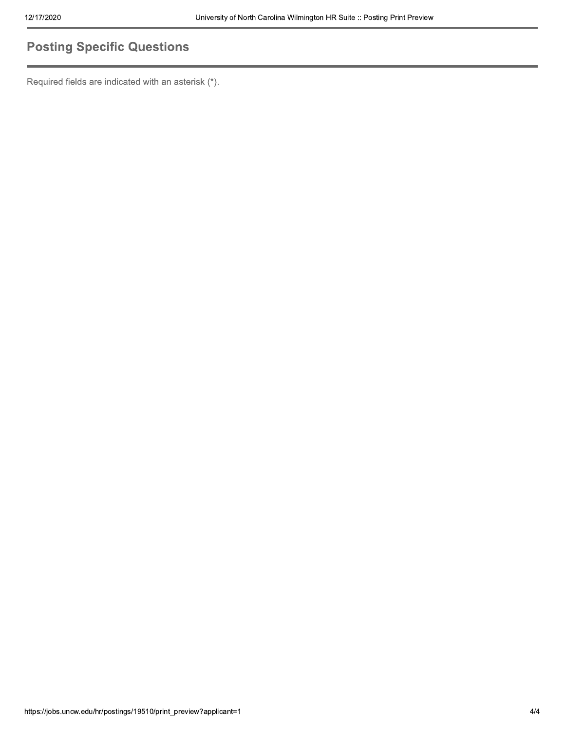## Posting Specific Questions

Required fields are indicated with an asterisk (*).